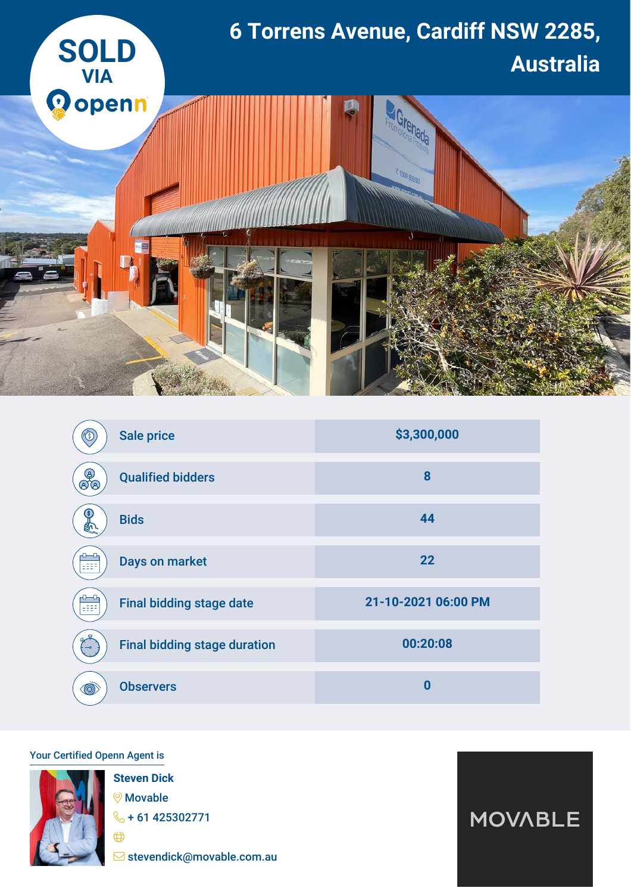SOLD VIA openn

# 6 Torrens Avenue, Cardiff NSW 2285, Australia

| | |
|---|---|
| Sale price | $3,300,000 |
| Qualified bidders | 8 |
| Bids | 44 |
| Days on market | 22 |
| Final bidding stage date | 21-10-2021 06:00 PM |
| Final bidding stage duration | 00:20:08 |
| Observers | 0 |

Your Certified Openn Agent is

**Steven Dick**
Movable
+ 61 425302771

stevendick@movable.com.au

MOVABLE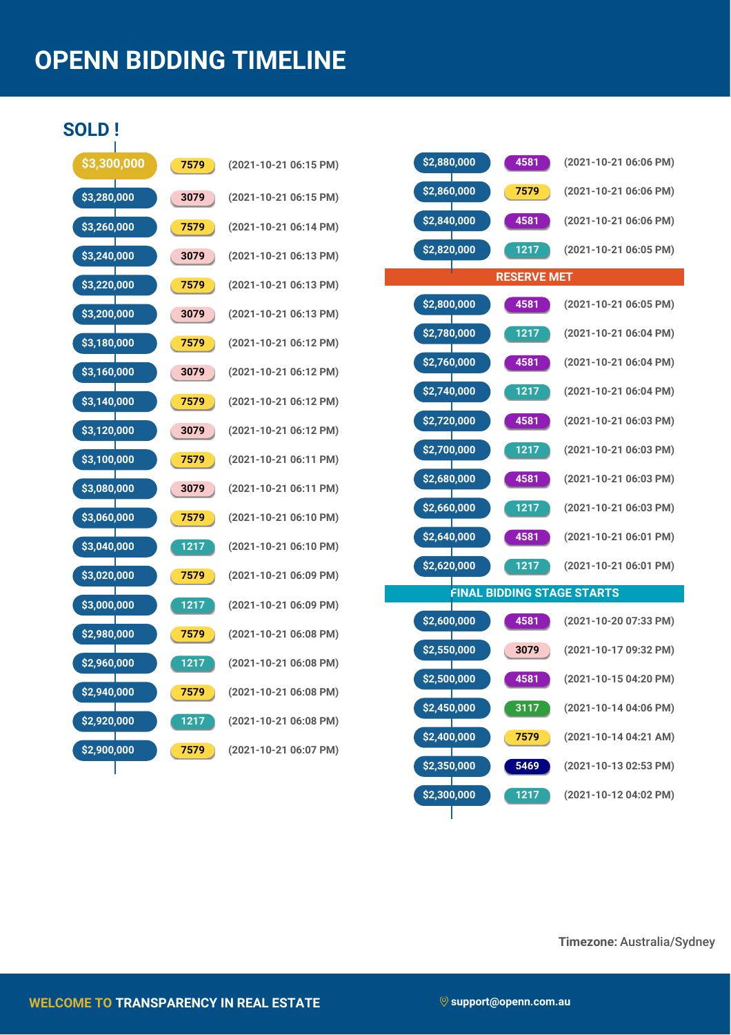# OPENN BIDDING TIMELINE

## SOLD !

| Bid | Bidder | Time |
|---|---|---|
| $3,300,000 | 7579 | (2021-10-21 06:15 PM) |
| $3,280,000 | 3079 | (2021-10-21 06:15 PM) |
| $3,260,000 | 7579 | (2021-10-21 06:14 PM) |
| $3,240,000 | 3079 | (2021-10-21 06:13 PM) |
| $3,220,000 | 7579 | (2021-10-21 06:13 PM) |
| $3,200,000 | 3079 | (2021-10-21 06:13 PM) |
| $3,180,000 | 7579 | (2021-10-21 06:12 PM) |
| $3,160,000 | 3079 | (2021-10-21 06:12 PM) |
| $3,140,000 | 7579 | (2021-10-21 06:12 PM) |
| $3,120,000 | 3079 | (2021-10-21 06:12 PM) |
| $3,100,000 | 7579 | (2021-10-21 06:11 PM) |
| $3,080,000 | 3079 | (2021-10-21 06:11 PM) |
| $3,060,000 | 7579 | (2021-10-21 06:10 PM) |
| $3,040,000 | 1217 | (2021-10-21 06:10 PM) |
| $3,020,000 | 7579 | (2021-10-21 06:09 PM) |
| $3,000,000 | 1217 | (2021-10-21 06:09 PM) |
| $2,980,000 | 7579 | (2021-10-21 06:08 PM) |
| $2,960,000 | 1217 | (2021-10-21 06:08 PM) |
| $2,940,000 | 7579 | (2021-10-21 06:08 PM) |
| $2,920,000 | 1217 | (2021-10-21 06:08 PM) |
| $2,900,000 | 7579 | (2021-10-21 06:07 PM) |
| $2,880,000 | 4581 | (2021-10-21 06:06 PM) |
| $2,860,000 | 7579 | (2021-10-21 06:06 PM) |
| $2,840,000 | 4581 | (2021-10-21 06:06 PM) |
| $2,820,000 | 1217 | (2021-10-21 06:05 PM) |

**RESERVE MET**

| Bid | Bidder | Time |
|---|---|---|
| $2,800,000 | 4581 | (2021-10-21 06:05 PM) |
| $2,780,000 | 1217 | (2021-10-21 06:04 PM) |
| $2,760,000 | 4581 | (2021-10-21 06:04 PM) |
| $2,740,000 | 1217 | (2021-10-21 06:04 PM) |
| $2,720,000 | 4581 | (2021-10-21 06:03 PM) |
| $2,700,000 | 1217 | (2021-10-21 06:03 PM) |
| $2,680,000 | 4581 | (2021-10-21 06:03 PM) |
| $2,660,000 | 1217 | (2021-10-21 06:03 PM) |
| $2,640,000 | 4581 | (2021-10-21 06:01 PM) |
| $2,620,000 | 1217 | (2021-10-21 06:01 PM) |

**FINAL BIDDING STAGE STARTS**

| Bid | Bidder | Time |
|---|---|---|
| $2,600,000 | 4581 | (2021-10-20 07:33 PM) |
| $2,550,000 | 3079 | (2021-10-17 09:32 PM) |
| $2,500,000 | 4581 | (2021-10-15 04:20 PM) |
| $2,450,000 | 3117 | (2021-10-14 04:06 PM) |
| $2,400,000 | 7579 | (2021-10-14 04:21 AM) |
| $2,350,000 | 5469 | (2021-10-13 02:53 PM) |
| $2,300,000 | 1217 | (2021-10-12 04:02 PM) |

**Timezone:** Australia/Sydney

WELCOME TO TRANSPARENCY IN REAL ESTATE

support@openn.com.au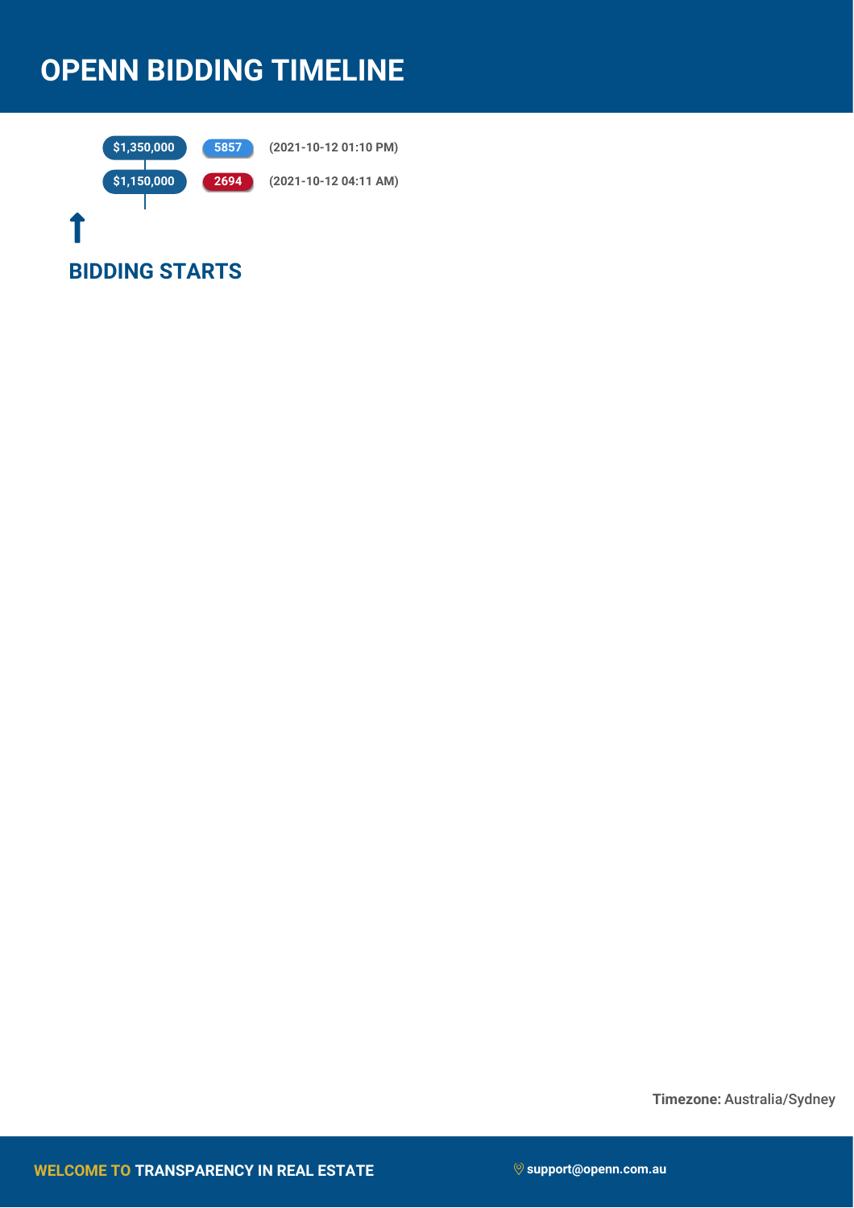# OPENN BIDDING TIMELINE

| | | |
|---|---|---|
| $1,350,000 | 5857 | (2021-10-12 01:10 PM) |
| $1,150,000 | 2694 | (2021-10-12 04:11 AM) |

**BIDDING STARTS**

**Timezone:** Australia/Sydney

**WELCOME TO TRANSPARENCY IN REAL ESTATE**

**support@openn.com.au**